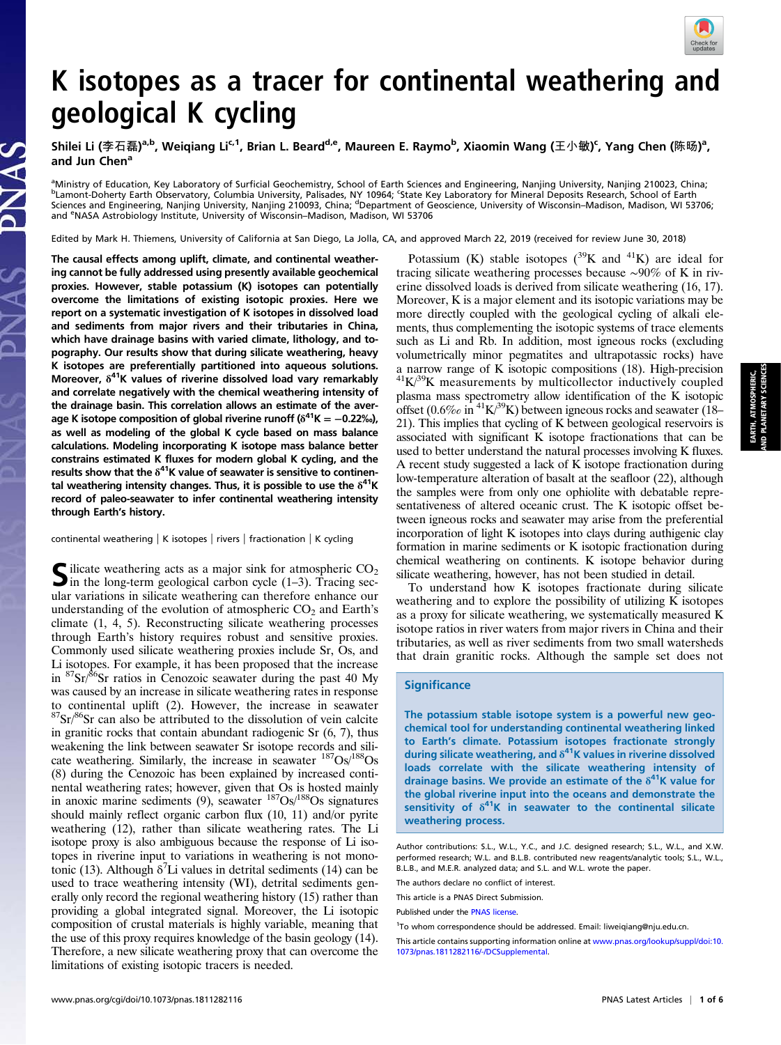# K isotopes as a tracer for continental weathering and geological K cycling

Shilei Li (李石磊)[a,b], Weiqiang Li[c,1], Brian L. Beard[d,e], Maureen E. Raymo[b], Xiaomin Wang (王小敏)[c], Yang Chen (陈旸)[a], and Jun Chen[a]

[a]Ministry of Education, Key Laboratory of Surficial Geochemistry, School of Earth Sciences and Engineering, Nanjing University, Nanjing 210023, China; [b]Lamont-Doherty Earth Observatory, Columbia University, Palisades, NY 10964; [c]State Key Laboratory for Mineral Deposits Research, School of Earth Sciences and Engineering, Nanjing University, Nanjing 210093, China; [d]Department of Geoscience, University of Wisconsin–Madison, Madison, WI 53706; and [e]NASA Astrobiology Institute, University of Wisconsin–Madison, Madison, WI 53706

Edited by Mark H. Thiemens, University of California at San Diego, La Jolla, CA, and approved March 22, 2019 (received for review June 30, 2018)

**The causal effects among uplift, climate, and continental weathering cannot be fully addressed using presently available geochemical proxies. However, stable potassium (K) isotopes can potentially overcome the limitations of existing isotopic proxies. Here we report on a systematic investigation of K isotopes in dissolved load and sediments from major rivers and their tributaries in China, which have drainage basins with varied climate, lithology, and topography. Our results show that during silicate weathering, heavy K isotopes are preferentially partitioned into aqueous solutions. Moreover, $\delta^{41}$K values of riverine dissolved load vary remarkably and correlate negatively with the chemical weathering intensity of the drainage basin. This correlation allows an estimate of the average K isotope composition of global riverine runoff ($\delta^{41}$K = −0.22‰), as well as modeling of the global K cycle based on mass balance calculations. Modeling incorporating K isotope mass balance better constrains estimated K fluxes for modern global K cycling, and the results show that the $\delta^{41}$K value of seawater is sensitive to continental weathering intensity changes. Thus, it is possible to use the $\delta^{41}$K record of paleo-seawater to infer continental weathering intensity through Earth's history.**

continental weathering | K isotopes | rivers | fractionation | K cycling

Silicate weathering acts as a major sink for atmospheric $CO_2$ in the long-term geological carbon cycle (1–3). Tracing secular variations in silicate weathering can therefore enhance our understanding of the evolution of atmospheric $CO_2$ and Earth's climate (1, 4, 5). Reconstructing silicate weathering processes through Earth's history requires robust and sensitive proxies. Commonly used silicate weathering proxies include Sr, Os, and Li isotopes. For example, it has been proposed that the increase in $^{87}$Sr/$^{86}$Sr ratios in Cenozoic seawater during the past 40 My was caused by an increase in silicate weathering rates in response to continental uplift (2). However, the increase in seawater $^{87}$Sr/$^{86}$Sr can also be attributed to the dissolution of vein calcite in granitic rocks that contain abundant radiogenic Sr (6, 7), thus weakening the link between seawater Sr isotope records and silicate weathering. Similarly, the increase in seawater $^{187}$Os/$^{188}$Os (8) during the Cenozoic has been explained by increased continental weathering rates; however, given that Os is hosted mainly in anoxic marine sediments (9), seawater $^{187}$Os/$^{188}$Os signatures should mainly reflect organic carbon flux (10, 11) and/or pyrite weathering (12), rather than silicate weathering rates. The Li isotope proxy is also ambiguous because the response of Li isotopes in riverine input to variations in weathering is not monotonic (13). Although $\delta^7$Li values in detrital sediments (14) can be used to trace weathering intensity (WI), detrital sediments generally only record the regional weathering history (15) rather than providing a global integrated signal. Moreover, the Li isotopic composition of crustal materials is highly variable, meaning that the use of this proxy requires knowledge of the basin geology (14). Therefore, a new silicate weathering proxy that can overcome the limitations of existing isotopic tracers is needed.

Potassium (K) stable isotopes ($^{39}$K and $^{41}$K) are ideal for tracing silicate weathering processes because ∼90% of K in riverine dissolved loads is derived from silicate weathering (16, 17). Moreover, K is a major element and its isotopic variations may be more directly coupled with the geological cycling of alkali elements, thus complementing the isotopic systems of trace elements such as Li and Rb. In addition, most igneous rocks (excluding volumetrically minor pegmatites and ultrapotassic rocks) have a narrow range of K isotopic compositions (18). High-precision $^{41}$K/$^{39}$K measurements by multicollector inductively coupled plasma mass spectrometry allow identification of the K isotopic offset (0.6‰ in $^{41}$K/$^{39}$K) between igneous rocks and seawater (18–21). This implies that cycling of K between geological reservoirs is associated with significant K isotope fractionations that can be used to better understand the natural processes involving K fluxes. A recent study suggested a lack of K isotope fractionation during low-temperature alteration of basalt at the seafloor (22), although the samples were from only one ophiolite with debatable representativeness of altered oceanic crust. The K isotopic offset between igneous rocks and seawater may arise from the preferential incorporation of light K isotopes into clays during authigenic clay formation in marine sediments or K isotopic fractionation during chemical weathering on continents. K isotope behavior during silicate weathering, however, has not been studied in detail.

To understand how K isotopes fractionate during silicate weathering and to explore the possibility of utilizing K isotopes as a proxy for silicate weathering, we systematically measured K isotope ratios in river waters from major rivers in China and their tributaries, as well as river sediments from two small watersheds that drain granitic rocks. Although the sample set does not

## Significance

The potassium stable isotope system is a powerful new geochemical tool for understanding continental weathering linked to Earth's climate. Potassium isotopes fractionate strongly during silicate weathering, and $\delta^{41}$K values in riverine dissolved loads correlate with the silicate weathering intensity of drainage basins. We provide an estimate of the $\delta^{41}$K value for the global riverine input into the oceans and demonstrate the sensitivity of $\delta^{41}$K in seawater to the continental silicate weathering process.

Author contributions: S.L., W.L., Y.C., and J.C. designed research; S.L., W.L., and X.W. performed research; W.L. and B.L.B. contributed new reagents/analytic tools; S.L., W.L., B.L.B., and M.E.R. analyzed data; and S.L. and W.L. wrote the paper.

The authors declare no conflict of interest.

This article is a PNAS Direct Submission.

Published under the PNAS license.

[1]To whom correspondence should be addressed. Email: liweiqiang@nju.edu.cn.

This article contains supporting information online at www.pnas.org/lookup/suppl/doi:10.1073/pnas.1811282116/-/DCSupplemental.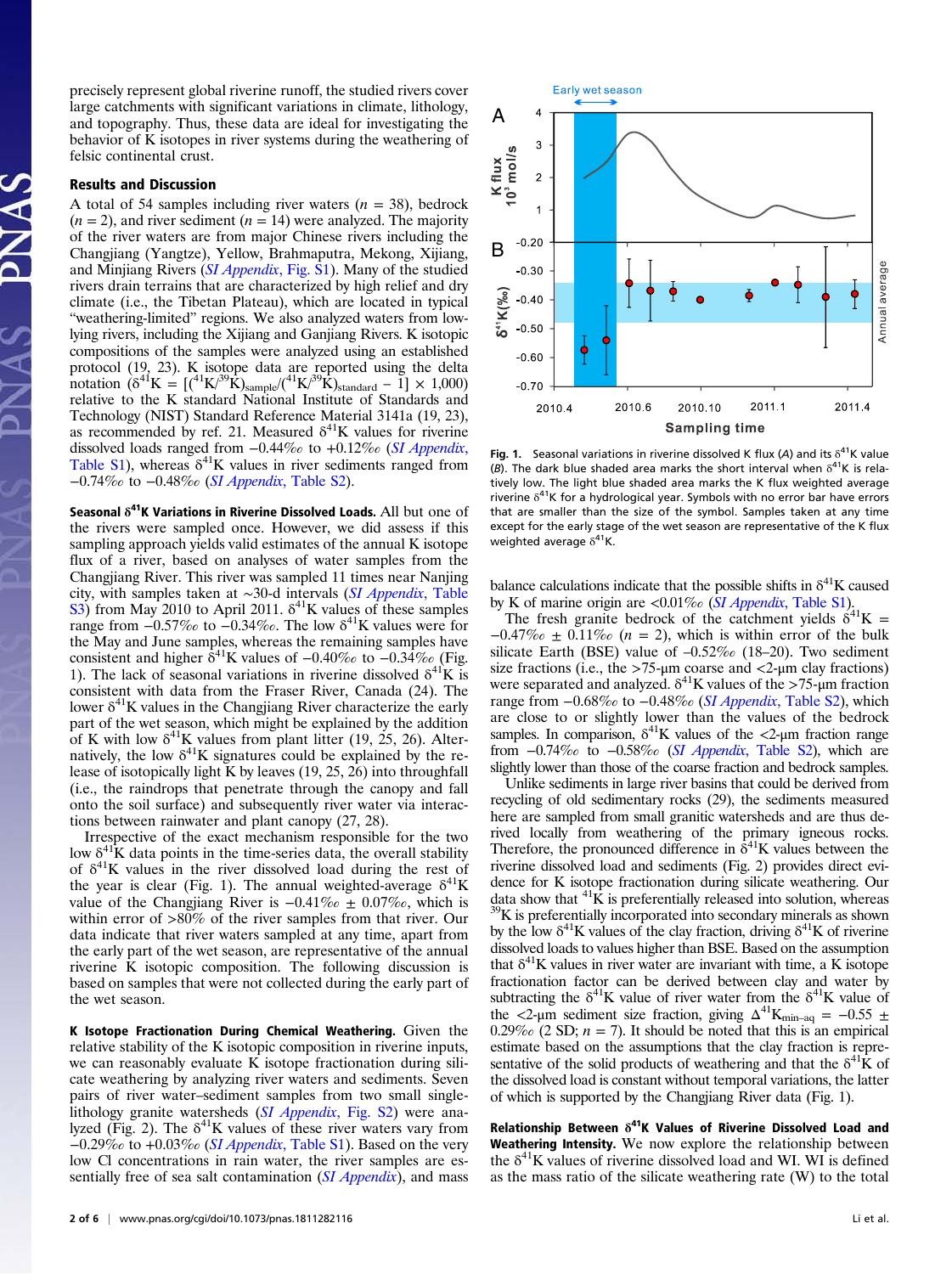precisely represent global riverine runoff, the studied rivers cover large catchments with significant variations in climate, lithology, and topography. Thus, these data are ideal for investigating the behavior of K isotopes in river systems during the weathering of felsic continental crust.

## Results and Discussion

A total of 54 samples including river waters ($n$ = 38), bedrock ($n$ = 2), and river sediment ($n$ = 14) were analyzed. The majority of the river waters are from major Chinese rivers including the Changjiang (Yangtze), Yellow, Brahmaputra, Mekong, Xijiang, and Minjiang Rivers (*SI Appendix*, Fig. S1). Many of the studied rivers drain terrains that are characterized by high relief and dry climate (i.e., the Tibetan Plateau), which are located in typical "weathering-limited" regions. We also analyzed waters from low-lying rivers, including the Xijiang and Ganjiang Rivers. K isotopic compositions of the samples were analyzed using an established protocol (19, 23). K isotope data are reported using the delta notation ($\delta^{41}K = [(^{41}K/^{39}K)_{sample}/(^{41}K/^{39}K)_{standard} - 1] \times 1{,}000$) relative to the K standard National Institute of Standards and Technology (NIST) Standard Reference Material 3141a (19, 23), as recommended by ref. 21. Measured $\delta^{41}K$ values for riverine dissolved loads ranged from −0.44‰ to +0.12‰ (*SI Appendix*, Table S1), whereas $\delta^{41}K$ values in river sediments ranged from −0.74‰ to −0.48‰ (*SI Appendix*, Table S2).

**Seasonal $\delta^{41}K$ Variations in Riverine Dissolved Loads.** All but one of the rivers were sampled once. However, we did assess if this sampling approach yields valid estimates of the annual K isotope flux of a river, based on analyses of water samples from the Changjiang River. This river was sampled 11 times near Nanjing city, with samples taken at ~30-d intervals (*SI Appendix*, Table S3) from May 2010 to April 2011. $\delta^{41}K$ values of these samples range from −0.57‰ to −0.34‰. The low $\delta^{41}K$ values were for the May and June samples, whereas the remaining samples have consistent and higher $\delta^{41}K$ values of −0.40‰ to −0.34‰ (Fig. 1). The lack of seasonal variations in riverine dissolved $\delta^{41}K$ is consistent with data from the Fraser River, Canada (24). The lower $\delta^{41}K$ values in the Changjiang River characterize the early part of the wet season, which might be explained by the addition of K with low $\delta^{41}K$ values from plant litter (19, 25, 26). Alternatively, the low $\delta^{41}K$ signatures could be explained by the release of isotopically light K by leaves (19, 25, 26) into throughfall (i.e., the raindrops that penetrate through the canopy and fall onto the soil surface) and subsequently river water via interactions between rainwater and plant canopy (27, 28).

Irrespective of the exact mechanism responsible for the two low $\delta^{41}K$ data points in the time-series data, the overall stability of $\delta^{41}K$ values in the river dissolved load during the rest of the year is clear (Fig. 1). The annual weighted-average $\delta^{41}K$ value of the Changjiang River is −0.41‰ ± 0.07‰, which is within error of >80% of the river samples from that river. Our data indicate that river waters sampled at any time, apart from the early part of the wet season, are representative of the annual riverine K isotopic composition. The following discussion is based on samples that were not collected during the early part of the wet season.

**K Isotope Fractionation During Chemical Weathering.** Given the relative stability of the K isotopic composition in riverine inputs, we can reasonably evaluate K isotope fractionation during silicate weathering by analyzing river waters and sediments. Seven pairs of river water–sediment samples from two small single-lithology granite watersheds (*SI Appendix*, Fig. S2) were analyzed (Fig. 2). The $\delta^{41}K$ values of these river waters vary from −0.29‰ to +0.03‰ (*SI Appendix*, Table S1). Based on the very low Cl concentrations in rain water, the river samples are essentially free of sea salt contamination (*SI Appendix*), and mass balance calculations indicate that the possible shifts in $\delta^{41}K$ caused by K of marine origin are <0.01‰ (*SI Appendix*, Table S1).

Fig. 1. Seasonal variations in riverine dissolved K flux (*A*) and its $\delta^{41}K$ value (*B*). The dark blue shaded area marks the short interval when $\delta^{41}K$ is relatively low. The light blue shaded area marks the K flux weighted average riverine $\delta^{41}K$ for a hydrological year. Symbols with no error bar have errors that are smaller than the size of the symbol. Samples taken at any time except for the early stage of the wet season are representative of the K flux weighted average $\delta^{41}K$.

The fresh granite bedrock of the catchment yields $\delta^{41}K$ = −0.47‰ ± 0.11‰ ($n$ = 2), which is within error of the bulk silicate Earth (BSE) value of −0.52‰ (18–20). Two sediment size fractions (i.e., the >75-μm coarse and <2-μm clay fractions) were separated and analyzed. $\delta^{41}K$ values of the >75-μm fraction range from −0.68‰ to −0.48‰ (*SI Appendix*, Table S2), which are close to or slightly lower than the values of the bedrock samples. In comparison, $\delta^{41}K$ values of the <2-μm fraction range from −0.74‰ to −0.58‰ (*SI Appendix*, Table S2), which are slightly lower than those of the coarse fraction and bedrock samples.

Unlike sediments in large river basins that could be derived from recycling of old sedimentary rocks (29), the sediments measured here are sampled from small granitic watersheds and are thus derived locally from weathering of the primary igneous rocks. Therefore, the pronounced difference in $\delta^{41}K$ values between the riverine dissolved load and sediments (Fig. 2) provides direct evidence for K isotope fractionation during silicate weathering. Our data show that $^{41}K$ is preferentially released into solution, whereas $^{39}K$ is preferentially incorporated into secondary minerals as shown by the low $\delta^{41}K$ values of the clay fraction, driving $\delta^{41}K$ of riverine dissolved loads to values higher than BSE. Based on the assumption that $\delta^{41}K$ values in river water are invariant with time, a K isotope fractionation factor can be derived between clay and water by subtracting the $\delta^{41}K$ value of river water from the $\delta^{41}K$ value of the <2-μm sediment size fraction, giving $\Delta^{41}K_{min-aq}$ = −0.55 ± 0.29‰ (2 SD; $n$ = 7). It should be noted that this is an empirical estimate based on the assumptions that the clay fraction is representative of the solid products of weathering and that the $\delta^{41}K$ of the dissolved load is constant without temporal variations, the latter of which is supported by the Changjiang River data (Fig. 1).

**Relationship Between $\delta^{41}K$ Values of Riverine Dissolved Load and Weathering Intensity.** We now explore the relationship between the $\delta^{41}K$ values of riverine dissolved load and WI. WI is defined as the mass ratio of the silicate weathering rate (W) to the total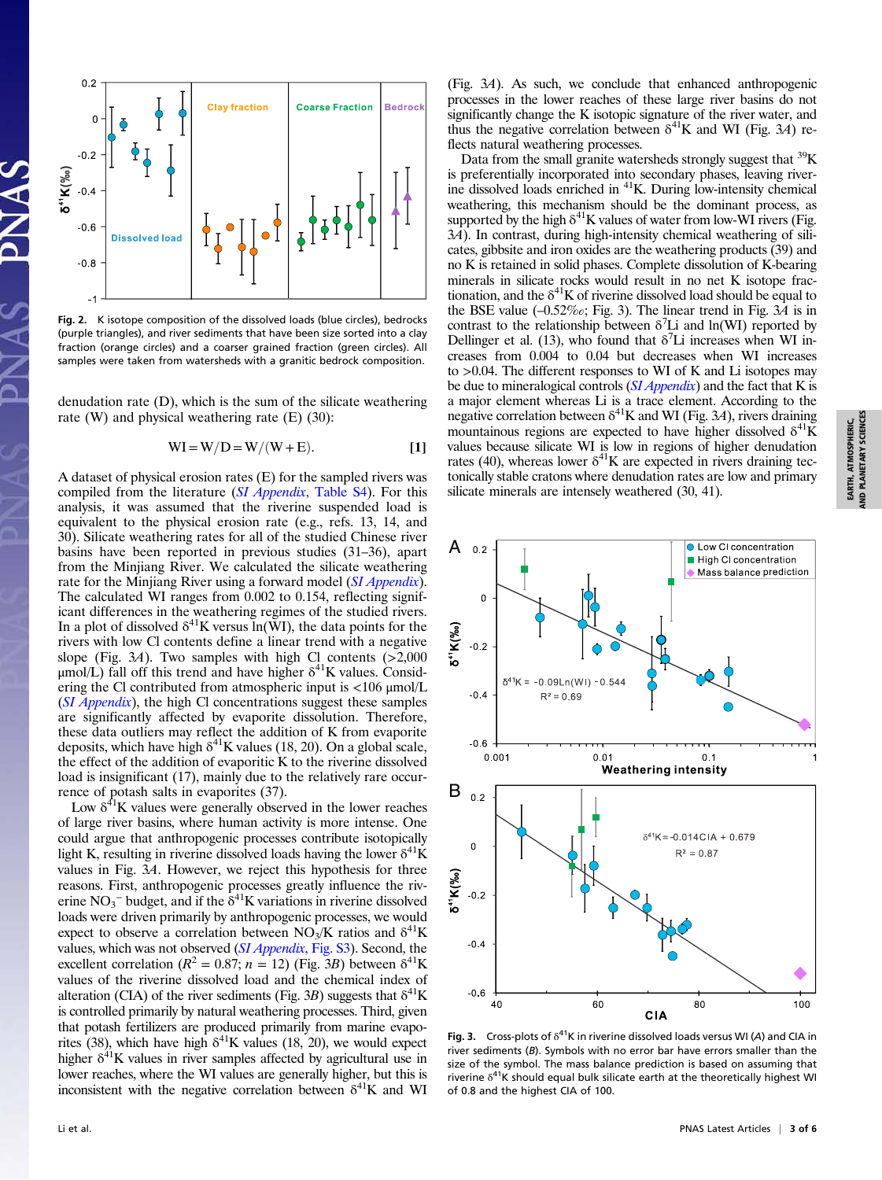Fig. 2. K isotope composition of the dissolved loads (blue circles), bedrocks (purple triangles), and river sediments that have been size sorted into a clay fraction (orange circles) and a coarser grained fraction (green circles). All samples were taken from watersheds with a granitic bedrock composition.

denudation rate (D), which is the sum of the silicate weathering rate (W) and physical weathering rate (E) (30):

$$\mathrm{WI} = \mathrm{W}/\mathrm{D} = \mathrm{W}/(\mathrm{W} + \mathrm{E}). \quad [1]$$

A dataset of physical erosion rates (E) for the sampled rivers was compiled from the literature (*SI Appendix*, Table S4). For this analysis, it was assumed that the riverine suspended load is equivalent to the physical erosion rate (e.g., refs. 13, 14, and 30). Silicate weathering rates for all of the studied Chinese river basins have been reported in previous studies (31–36), apart from the Minjiang River. We calculated the silicate weathering rate for the Minjiang River using a forward model (*SI Appendix*). The calculated WI ranges from 0.002 to 0.154, reflecting significant differences in the weathering regimes of the studied rivers. In a plot of dissolved $\delta^{41}$K versus ln(WI), the data points for the rivers with low Cl contents define a linear trend with a negative slope (Fig. 3*A*). Two samples with high Cl contents (>2,000 µmol/L) fall off this trend and have higher $\delta^{41}$K values. Considering the Cl contributed from atmospheric input is <106 µmol/L (*SI Appendix*), the high Cl concentrations suggest these samples are significantly affected by evaporite dissolution. Therefore, these data outliers may reflect the addition of K from evaporite deposits, which have high $\delta^{41}$K values (18, 20). On a global scale, the effect of the addition of evaporitic K to the riverine dissolved load is insignificant (17), mainly due to the relatively rare occurrence of potash salts in evaporites (37).

Low $\delta^{41}$K values were generally observed in the lower reaches of large river basins, where human activity is more intense. One could argue that anthropogenic processes contribute isotopically light K, resulting in riverine dissolved loads having the lower $\delta^{41}$K values in Fig. 3*A*. However, we reject this hypothesis for three reasons. First, anthropogenic processes greatly influence the riverine $NO_3^-$ budget, and if the $\delta^{41}$K variations in riverine dissolved loads were driven primarily by anthropogenic processes, we would expect to observe a correlation between $NO_3$/K ratios and $\delta^{41}$K values, which was not observed (*SI Appendix*, Fig. S3). Second, the excellent correlation ($R^2 = 0.87$; $n = 12$) (Fig. 3*B*) between $\delta^{41}$K values of the riverine dissolved load and the chemical index of alteration (CIA) of the river sediments (Fig. 3*B*) suggests that $\delta^{41}$K is controlled primarily by natural weathering processes. Third, given that potash fertilizers are produced primarily from marine evaporites (38), which have high $\delta^{41}$K values (18, 20), we would expect higher $\delta^{41}$K values in river samples affected by agricultural use in lower reaches, where the WI values are generally higher, but this is inconsistent with the negative correlation between $\delta^{41}$K and WI (Fig. 3*A*). As such, we conclude that enhanced anthropogenic processes in the lower reaches of these large river basins do not significantly change the K isotopic signature of the river water, and thus the negative correlation between $\delta^{41}$K and WI (Fig. 3*A*) reflects natural weathering processes.

Data from the small granite watersheds strongly suggest that $^{39}$K is preferentially incorporated into secondary phases, leaving riverine dissolved loads enriched in $^{41}$K. During low-intensity chemical weathering, this mechanism should be the dominant process, as supported by the high $\delta^{41}$K values of water from low-WI rivers (Fig. 3*A*). In contrast, during high-intensity chemical weathering of silicates, gibbsite and iron oxides are the weathering products (39) and no K is retained in solid phases. Complete dissolution of K-bearing minerals in silicate rocks would result in no net K isotope fractionation, and the $\delta^{41}$K of riverine dissolved load should be equal to the BSE value (–0.52‰; Fig. 3). The linear trend in Fig. 3*A* is in contrast to the relationship between $\delta^7$Li and ln(WI) reported by Dellinger et al. (13), who found that $\delta^7$Li increases when WI increases from 0.004 to 0.04 but decreases when WI increases to >0.04. The different responses to WI of K and Li isotopes may be due to mineralogical controls (*SI Appendix*) and the fact that K is a major element whereas Li is a trace element. According to the negative correlation between $\delta^{41}$K and WI (Fig. 3*A*), rivers draining mountainous regions are expected to have higher dissolved $\delta^{41}$K values because silicate WI is low in regions of higher denudation rates (40), whereas lower $\delta^{41}$K are expected in rivers draining tectonically stable cratons where denudation rates are low and primary silicate minerals are intensely weathered (30, 41).

Fig. 3. Cross-plots of $\delta^{41}$K in riverine dissolved loads versus WI (*A*) and CIA in river sediments (*B*). Symbols with no error bar have errors smaller than the size of the symbol. The mass balance prediction is based on assuming that riverine $\delta^{41}$K should equal bulk silicate earth at the theoretically highest WI of 0.8 and the highest CIA of 100.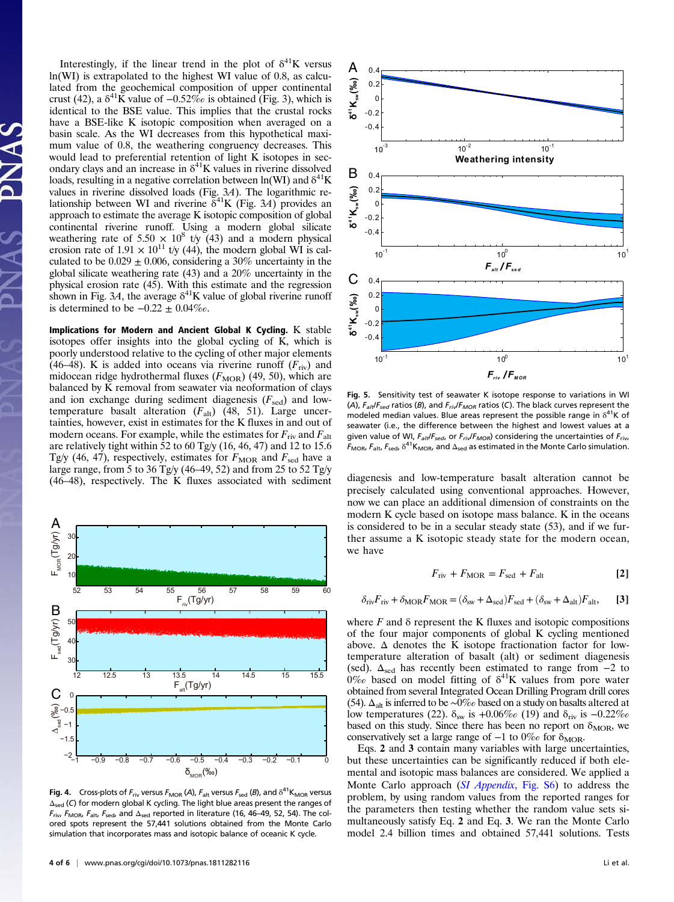Interestingly, if the linear trend in the plot of $\delta^{41}K$ versus ln(WI) is extrapolated to the highest WI value of 0.8, as calculated from the chemical composition of upper continental crust (42), a $\delta^{41}K$ value of −0.52‰ is obtained (Fig. 3), which is identical to the BSE value. This implies that the crustal rocks have a BSE-like K isotopic composition when averaged on a basin scale. As the WI decreases from this hypothetical maximum value of 0.8, the weathering congruency decreases. This would lead to preferential retention of light K isotopes in secondary clays and an increase in $\delta^{41}K$ values in riverine dissolved loads, resulting in a negative correlation between ln(WI) and $\delta^{41}K$ values in riverine dissolved loads (Fig. 3*A*). The logarithmic relationship between WI and riverine $\delta^{41}K$ (Fig. 3*A*) provides an approach to estimate the average K isotopic composition of global continental riverine runoff. Using a modern global silicate weathering rate of $5.50 \times 10^8$ t/y (43) and a modern physical erosion rate of $1.91 \times 10^{11}$ t/y (44), the modern global WI is calculated to be 0.029 ± 0.006, considering a 30% uncertainty in the global silicate weathering rate (43) and a 20% uncertainty in the physical erosion rate (45). With this estimate and the regression shown in Fig. 3*A*, the average $\delta^{41}K$ value of global riverine runoff is determined to be −0.22 ± 0.04‰.

**Implications for Modern and Ancient Global K Cycling.** K stable isotopes offer insights into the global cycling of K, which is poorly understood relative to the cycling of other major elements (46–48). K is added into oceans via riverine runoff ($F_{riv}$) and midocean ridge hydrothermal fluxes ($F_{MOR}$) (49, 50), which are balanced by K removal from seawater via neoformation of clays and ion exchange during sediment diagenesis ($F_{sed}$) and low-temperature basalt alteration ($F_{alt}$) (48, 51). Large uncertainties, however, exist in estimates for the K fluxes in and out of modern oceans. For example, while the estimates for $F_{riv}$ and $F_{alt}$ are relatively tight within 52 to 60 Tg/y (16, 46, 47) and 12 to 15.6 Tg/y (46, 47), respectively, estimates for $F_{MOR}$ and $F_{sed}$ have a large range, from 5 to 36 Tg/y (46–49, 52) and from 25 to 52 Tg/y (46–48), respectively. The K fluxes associated with sediment diagenesis and low-temperature basalt alteration cannot be precisely calculated using conventional approaches. However, now we can place an additional dimension of constraints on the modern K cycle based on isotope mass balance. K in the oceans is considered to be in a secular steady state (53), and if we further assume a K isotopic steady state for the modern ocean, we have

$$F_{riv} + F_{MOR} = F_{sed} + F_{alt} \quad [2]$$

$$\delta_{riv}F_{riv} + \delta_{MOR}F_{MOR} = (\delta_{sw} + \Delta_{sed})F_{sed} + (\delta_{sw} + \Delta_{alt})F_{alt}, \quad [3]$$

where $F$ and $\delta$ represent the K fluxes and isotopic compositions of the four major components of global K cycling mentioned above. $\Delta$ denotes the K isotope fractionation factor for low-temperature alteration of basalt (alt) or sediment diagenesis (sed). $\Delta_{sed}$ has recently been estimated to range from −2 to 0‰ based on model fitting of $\delta^{41}K$ values from pore water obtained from several Integrated Ocean Drilling Program drill cores (54). $\Delta_{alt}$ is inferred to be ∼0‰ based on a study on basalts altered at low temperatures (22). $\delta_{sw}$ is +0.06‰ (19) and $\delta_{riv}$ is −0.22‰ based on this study. Since there has been no report on $\delta_{MOR}$, we conservatively set a large range of −1 to 0‰ for $\delta_{MOR}$.

Eqs. **2** and **3** contain many variables with large uncertainties, but these uncertainties can be significantly reduced if both elemental and isotopic mass balances are considered. We applied a Monte Carlo approach (*SI Appendix*, Fig. S6) to address the problem, by using random values from the reported ranges for the parameters then testing whether the random value sets simultaneously satisfy Eq. **2** and Eq. **3**. We ran the Monte Carlo model 2.4 billion times and obtained 57,441 solutions. Tests

**Fig. 4.** Cross-plots of $F_{riv}$ versus $F_{MOR}$ (*A*), $F_{alt}$ versus $F_{sed}$ (*B*), and $\delta^{41}K_{MOR}$ versus $\Delta_{sed}$ (*C*) for modern global K cycling. The light blue areas present the ranges of $F_{riv}$, $F_{MOR}$, $F_{alt}$, $F_{sed}$, and $\Delta_{sed}$ reported in literature (16, 46–49, 52, 54). The colored spots represent the 57,441 solutions obtained from the Monte Carlo simulation that incorporates mass and isotopic balance of oceanic K cycle.

**Fig. 5.** Sensitivity test of seawater K isotope response to variations in WI (*A*), $F_{alt}/F_{sed}$ ratios (*B*), and $F_{riv}/F_{MOR}$ ratios (*C*). The black curves represent the modeled median values. Blue areas represent the possible range in $\delta^{41}K$ of seawater (i.e., the difference between the highest and lowest values at a given value of WI, $F_{alt}/F_{sed}$, or $F_{riv}/F_{MOR}$) considering the uncertainties of $F_{riv}$, $F_{MOR}$, $F_{alt}$, $F_{sed}$, $\delta^{41}K_{MOR}$, and $\Delta_{sed}$ as estimated in the Monte Carlo simulation.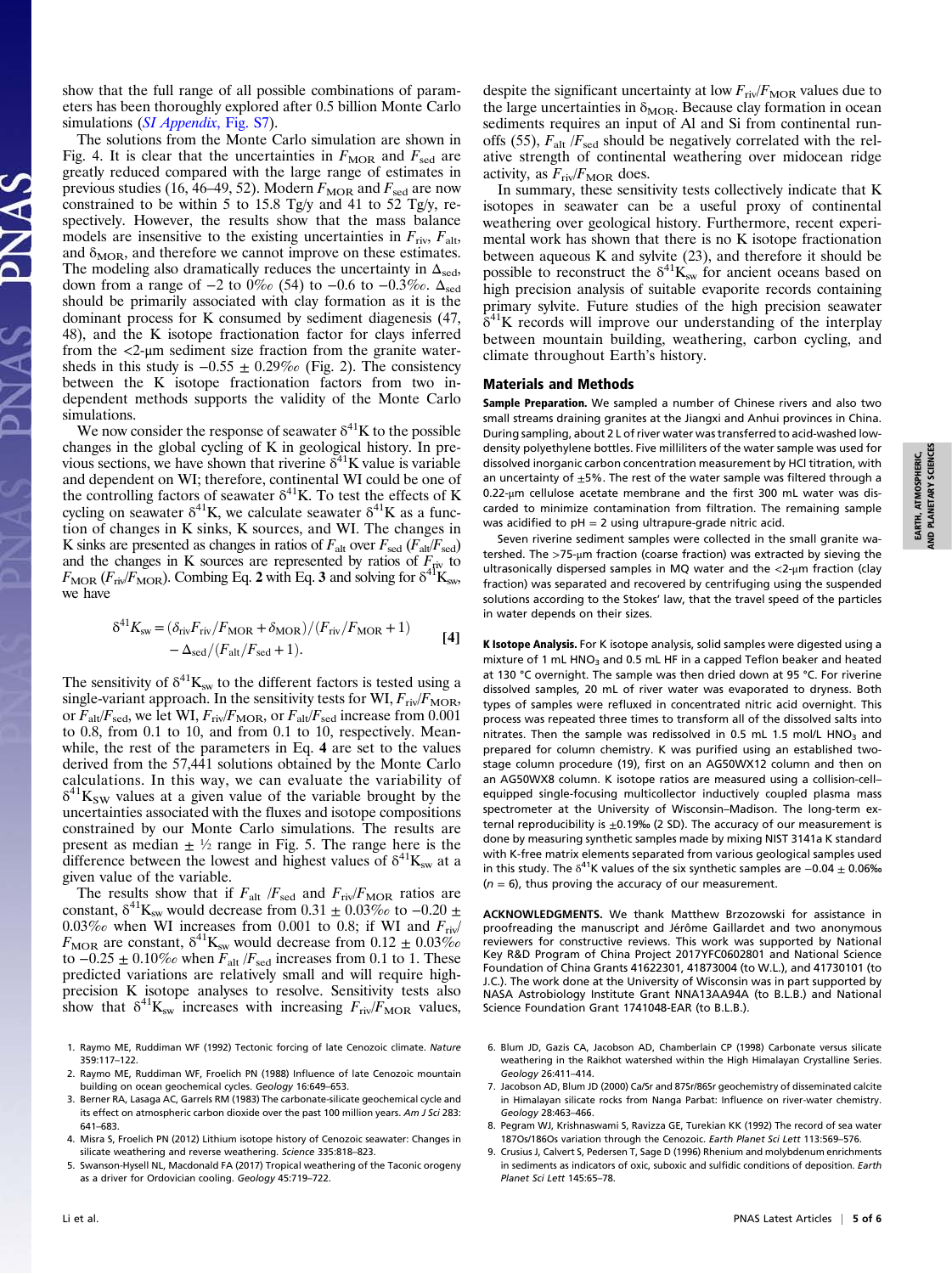show that the full range of all possible combinations of parameters has been thoroughly explored after 0.5 billion Monte Carlo simulations (*SI Appendix*, Fig. S7).

The solutions from the Monte Carlo simulation are shown in Fig. 4. It is clear that the uncertainties in $F_{MOR}$ and $F_{sed}$ are greatly reduced compared with the large range of estimates in previous studies (16, 46–49, 52). Modern $F_{MOR}$ and $F_{sed}$ are now constrained to be within 5 to 15.8 Tg/y and 41 to 52 Tg/y, respectively. However, the results show that the mass balance models are insensitive to the existing uncertainties in $F_{riv}$, $F_{alt}$, and $\delta_{MOR}$, and therefore we cannot improve on these estimates. The modeling also dramatically reduces the uncertainty in $\Delta_{sed}$, down from a range of −2 to 0‰ (54) to −0.6 to −0.3‰. $\Delta_{sed}$ should be primarily associated with clay formation as it is the dominant process for K consumed by sediment diagenesis (47, 48), and the K isotope fractionation factor for clays inferred from the <2-μm sediment size fraction from the granite watersheds in this study is −0.55 ± 0.29‰ (Fig. 2). The consistency between the K isotope fractionation factors from two independent methods supports the validity of the Monte Carlo simulations.

We now consider the response of seawater $\delta^{41}$K to the possible changes in the global cycling of K in geological history. In previous sections, we have shown that riverine $\delta^{41}$K value is variable and dependent on WI; therefore, continental WI could be one of the controlling factors of seawater $\delta^{41}$K. To test the effects of K cycling on seawater $\delta^{41}$K, we calculate seawater $\delta^{41}$K as a function of changes in K sinks, K sources, and WI. The changes in K sinks are presented as changes in ratios of $F_{alt}$ over $F_{sed}$ ($F_{alt}/F_{sed}$) and the changes in K sources are represented by ratios of $F_{riv}$ to $F_{MOR}$ ($F_{riv}/F_{MOR}$). Combing Eq. **2** with Eq. **3** and solving for $\delta^{41}K_{sw}$, we have

$$\delta^{41}K_{sw} = (\delta_{riv}F_{riv}/F_{MOR} + \delta_{MOR})/(F_{riv}/F_{MOR} + 1) - \Delta_{sed}/(F_{alt}/F_{sed} + 1). \quad [4]$$

The sensitivity of $\delta^{41}K_{sw}$ to the different factors is tested using a single-variant approach. In the sensitivity tests for WI, $F_{riv}/F_{MOR}$, or $F_{alt}/F_{sed}$, we let WI, $F_{riv}/F_{MOR}$, or $F_{alt}/F_{sed}$ increase from 0.001 to 0.8, from 0.1 to 10, and from 0.1 to 10, respectively. Meanwhile, the rest of the parameters in Eq. **4** are set to the values derived from the 57,441 solutions obtained by the Monte Carlo calculations. In this way, we can evaluate the variability of $\delta^{41}K_{SW}$ values at a given value of the variable brought by the uncertainties associated with the fluxes and isotope compositions constrained by our Monte Carlo simulations. The results are present as median ± ½ range in Fig. 5. The range here is the difference between the lowest and highest values of $\delta^{41}K_{sw}$ at a given value of the variable.

The results show that if $F_{alt}/F_{sed}$ and $F_{riv}/F_{MOR}$ ratios are constant, $\delta^{41}K_{sw}$ would decrease from 0.31 ± 0.03‰ to −0.20 ± 0.03‰ when WI increases from 0.001 to 0.8; if WI and $F_{riv}/F_{MOR}$ are constant, $\delta^{41}K_{sw}$ would decrease from 0.12 ± 0.03‰ to −0.25 ± 0.10‰ when $F_{alt}/F_{sed}$ increases from 0.1 to 1. These predicted variations are relatively small and will require high-precision K isotope analyses to resolve. Sensitivity tests also show that $\delta^{41}K_{sw}$ increases with increasing $F_{riv}/F_{MOR}$ values, despite the significant uncertainty at low $F_{riv}/F_{MOR}$ values due to the large uncertainties in $\delta_{MOR}$. Because clay formation in ocean sediments requires an input of Al and Si from continental runoffs (55), $F_{alt}/F_{sed}$ should be negatively correlated with the relative strength of continental weathering over midocean ridge activity, as $F_{riv}/F_{MOR}$ does.

In summary, these sensitivity tests collectively indicate that K isotopes in seawater can be a useful proxy of continental weathering over geological history. Furthermore, recent experimental work has shown that there is no K isotope fractionation between aqueous K and sylvite (23), and therefore it should be possible to reconstruct the $\delta^{41}K_{sw}$ for ancient oceans based on high precision analysis of suitable evaporite records containing primary sylvite. Future studies of the high precision seawater $\delta^{41}$K records will improve our understanding of the interplay between mountain building, weathering, carbon cycling, and climate throughout Earth's history.

## Materials and Methods

**Sample Preparation.** We sampled a number of Chinese rivers and also two small streams draining granites at the Jiangxi and Anhui provinces in China. During sampling, about 2 L of river water was transferred to acid-washed low-density polyethylene bottles. Five milliliters of the water sample was used for dissolved inorganic carbon concentration measurement by HCl titration, with an uncertainty of ±5%. The rest of the water sample was filtered through a 0.22-μm cellulose acetate membrane and the first 300 mL water was discarded to minimize contamination from filtration. The remaining sample was acidified to pH = 2 using ultrapure-grade nitric acid.

Seven riverine sediment samples were collected in the small granite watershed. The >75-μm fraction (coarse fraction) was extracted by sieving the ultrasonically dispersed samples in MQ water and the <2-μm fraction (clay fraction) was separated and recovered by centrifuging using the suspended solutions according to the Stokes' law, that the travel speed of the particles in water depends on their sizes.

**K Isotope Analysis.** For K isotope analysis, solid samples were digested using a mixture of 1 mL $HNO_3$ and 0.5 mL HF in a capped Teflon beaker and heated at 130 °C overnight. The sample was then dried down at 95 °C. For riverine dissolved samples, 20 mL of river water was evaporated to dryness. Both types of samples were refluxed in concentrated nitric acid overnight. This process was repeated three times to transform all of the dissolved salts into nitrates. Then the sample was redissolved in 0.5 mL 1.5 mol/L $HNO_3$ and prepared for column chemistry. K was purified using an established two-stage column procedure (19), first on an AG50WX12 column and then on an AG50WX8 column. K isotope ratios are measured using a collision-cell–equipped single-focusing multicollector inductively coupled plasma mass spectrometer at the University of Wisconsin–Madison. The long-term external reproducibility is ±0.19‰ (2 SD). The accuracy of our measurement is done by measuring synthetic samples made by mixing NIST 3141a K standard with K-free matrix elements separated from various geological samples used in this study. The $\delta^{41}$K values of the six synthetic samples are −0.04 ± 0.06‰ ($n$ = 6), thus proving the accuracy of our measurement.

**ACKNOWLEDGMENTS.** We thank Matthew Brzozowski for assistance in proofreading the manuscript and Jérôme Gaillardet and two anonymous reviewers for constructive reviews. This work was supported by National Key R&D Program of China Project 2017YFC0602801 and National Science Foundation of China Grants 41622301, 41873004 (to W.L.), and 41730101 (to J.C.). The work done at the University of Wisconsin was in part supported by NASA Astrobiology Institute Grant NNA13AA94A (to B.L.B.) and National Science Foundation Grant 1741048-EAR (to B.L.B.).

1. Raymo ME, Ruddiman WF (1992) Tectonic forcing of late Cenozoic climate. *Nature* 359:117–122.
2. Raymo ME, Ruddiman WF, Froelich PN (1988) Influence of late Cenozoic mountain building on ocean geochemical cycles. *Geology* 16:649–653.
3. Berner RA, Lasaga AC, Garrels RM (1983) The carbonate-silicate geochemical cycle and its effect on atmospheric carbon dioxide over the past 100 million years. *Am J Sci* 283: 641–683.
4. Misra S, Froelich PN (2012) Lithium isotope history of Cenozoic seawater: Changes in silicate weathering and reverse weathering. *Science* 335:818–823.
5. Swanson-Hysell NL, Macdonald FA (2017) Tropical weathering of the Taconic orogeny as a driver for Ordovician cooling. *Geology* 45:719–722.
6. Blum JD, Gazis CA, Jacobson AD, Chamberlain CP (1998) Carbonate versus silicate weathering in the Raikhot watershed within the High Himalayan Crystalline Series. *Geology* 26:411–414.
7. Jacobson AD, Blum JD (2000) Ca/Sr and 87Sr/86Sr geochemistry of disseminated calcite in Himalayan silicate rocks from Nanga Parbat: Influence on river-water chemistry. *Geology* 28:463–466.
8. Pegram WJ, Krishnaswami S, Ravizza GE, Turekian KK (1992) The record of sea water 187Os/186Os variation through the Cenozoic. *Earth Planet Sci Lett* 113:569–576.
9. Crusius J, Calvert S, Pedersen T, Sage D (1996) Rhenium and molybdenum enrichments in sediments as indicators of oxic, suboxic and sulfidic conditions of deposition. *Earth Planet Sci Lett* 145:65–78.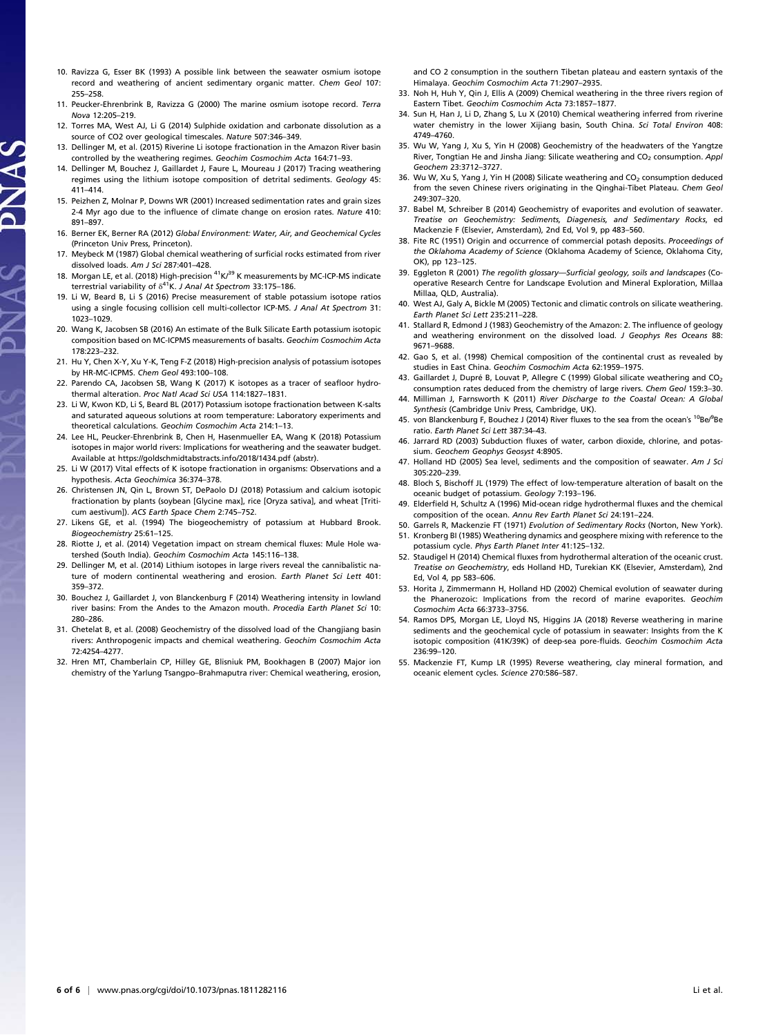10. Ravizza G, Esser BK (1993) A possible link between the seawater osmium isotope record and weathering of ancient sedimentary organic matter. *Chem Geol* 107: 255–258.
11. Peucker-Ehrenbrink B, Ravizza G (2000) The marine osmium isotope record. *Terra Nova* 12:205–219.
12. Torres MA, West AJ, Li G (2014) Sulphide oxidation and carbonate dissolution as a source of CO2 over geological timescales. *Nature* 507:346–349.
13. Dellinger M, et al. (2015) Riverine Li isotope fractionation in the Amazon River basin controlled by the weathering regimes. *Geochim Cosmochim Acta* 164:71–93.
14. Dellinger M, Bouchez J, Gaillardet J, Faure L, Moureau J (2017) Tracing weathering regimes using the lithium isotope composition of detrital sediments. *Geology* 45: 411–414.
15. Peizhen Z, Molnar P, Downs WR (2001) Increased sedimentation rates and grain sizes 2-4 Myr ago due to the influence of climate change on erosion rates. *Nature* 410: 891–897.
16. Berner EK, Berner RA (2012) *Global Environment: Water, Air, and Geochemical Cycles* (Princeton Univ Press, Princeton).
17. Meybeck M (1987) Global chemical weathering of surficial rocks estimated from river dissolved loads. *Am J Sci* 287:401–428.
18. Morgan LE, et al. (2018) High-precision $^{41}K/^{39}K$ measurements by MC-ICP-MS indicate terrestrial variability of $\delta^{41}K$. *J Anal At Spectrom* 33:175–186.
19. Li W, Beard B, Li S (2016) Precise measurement of stable potassium isotope ratios using a single focusing collision cell multi-collector ICP-MS. *J Anal At Spectrom* 31: 1023–1029.
20. Wang K, Jacobsen SB (2016) An estimate of the Bulk Silicate Earth potassium isotopic composition based on MC-ICPMS measurements of basalts. *Geochim Cosmochim Acta* 178:223–232.
21. Hu Y, Chen X-Y, Xu Y-K, Teng F-Z (2018) High-precision analysis of potassium isotopes by HR-MC-ICPMS. *Chem Geol* 493:100–108.
22. Parendo CA, Jacobsen SB, Wang K (2017) K isotopes as a tracer of seafloor hydrothermal alteration. *Proc Natl Acad Sci USA* 114:1827–1831.
23. Li W, Kwon KD, Li S, Beard BL (2017) Potassium isotope fractionation between K-salts and saturated aqueous solutions at room temperature: Laboratory experiments and theoretical calculations. *Geochim Cosmochim Acta* 214:1–13.
24. Lee HL, Peucker-Ehrenbrink B, Chen H, Hasenmueller EA, Wang K (2018) Potassium isotopes in major world rivers: Implications for weathering and the seawater budget. Available at https://goldschmidtabstracts.info/2018/1434.pdf (abstr).
25. Li W (2017) Vital effects of K isotope fractionation in organisms: Observations and a hypothesis. *Acta Geochimica* 36:374–378.
26. Christensen JN, Qin L, Brown ST, DePaolo DJ (2018) Potassium and calcium isotopic fractionation by plants (soybean [Glycine max], rice [Oryza sativa], and wheat [Triticum aestivum]). *ACS Earth Space Chem* 2:745–752.
27. Likens GE, et al. (1994) The biogeochemistry of potassium at Hubbard Brook. *Biogeochemistry* 25:61–125.
28. Riotte J, et al. (2014) Vegetation impact on stream chemical fluxes: Mule Hole watershed (South India). *Geochim Cosmochim Acta* 145:116–138.
29. Dellinger M, et al. (2014) Lithium isotopes in large rivers reveal the cannibalistic nature of modern continental weathering and erosion. *Earth Planet Sci Lett* 401: 359–372.
30. Bouchez J, Gaillardet J, von Blanckenburg F (2014) Weathering intensity in lowland river basins: From the Andes to the Amazon mouth. *Procedia Earth Planet Sci* 10: 280–286.
31. Chetelat B, et al. (2008) Geochemistry of the dissolved load of the Changjiang basin rivers: Anthropogenic impacts and chemical weathering. *Geochim Cosmochim Acta* 72:4254–4277.
32. Hren MT, Chamberlain CP, Hilley GE, Blisniuk PM, Bookhagen B (2007) Major ion chemistry of the Yarlung Tsangpo–Brahmaputra river: Chemical weathering, erosion, and CO 2 consumption in the southern Tibetan plateau and eastern syntaxis of the Himalaya. *Geochim Cosmochim Acta* 71:2907–2935.
33. Noh H, Huh Y, Qin J, Ellis A (2009) Chemical weathering in the three rivers region of Eastern Tibet. *Geochim Cosmochim Acta* 73:1857–1877.
34. Sun H, Han J, Li D, Zhang S, Lu X (2010) Chemical weathering inferred from riverine water chemistry in the lower Xijiang basin, South China. *Sci Total Environ* 408: 4749–4760.
35. Wu W, Yang J, Xu S, Yin H (2008) Geochemistry of the headwaters of the Yangtze River, Tongtian He and Jinsha Jiang: Silicate weathering and $CO_2$ consumption. *Appl Geochem* 23:3712–3727.
36. Wu W, Xu S, Yang J, Yin H (2008) Silicate weathering and $CO_2$ consumption deduced from the seven Chinese rivers originating in the Qinghai-Tibet Plateau. *Chem Geol* 249:307–320.
37. Babel M, Schreiber B (2014) Geochemistry of evaporites and evolution of seawater. *Treatise on Geochemistry: Sediments, Diagenesis, and Sedimentary Rocks*, ed Mackenzie F (Elsevier, Amsterdam), 2nd Ed, Vol 9, pp 483–560.
38. Fite RC (1951) Origin and occurrence of commercial potash deposits. *Proceedings of the Oklahoma Academy of Science* (Oklahoma Academy of Science, Oklahoma City, OK), pp 123–125.
39. Eggleton R (2001) *The regolith glossary—Surficial geology, soils and landscapes* (Co-operative Research Centre for Landscape Evolution and Mineral Exploration, Millaa Millaa, QLD, Australia).
40. West AJ, Galy A, Bickle M (2005) Tectonic and climatic controls on silicate weathering. *Earth Planet Sci Lett* 235:211–228.
41. Stallard R, Edmond J (1983) Geochemistry of the Amazon: 2. The influence of geology and weathering environment on the dissolved load. *J Geophys Res Oceans* 88: 9671–9688.
42. Gao S, et al. (1998) Chemical composition of the continental crust as revealed by studies in East China. *Geochim Cosmochim Acta* 62:1959–1975.
43. Gaillardet J, Dupré B, Louvat P, Allegre C (1999) Global silicate weathering and $CO_2$ consumption rates deduced from the chemistry of large rivers. *Chem Geol* 159:3–30.
44. Milliman J, Farnsworth K (2011) *River Discharge to the Coastal Ocean: A Global Synthesis* (Cambridge Univ Press, Cambridge, UK).
45. von Blanckenburg F, Bouchez J (2014) River fluxes to the sea from the ocean's $^{10}Be/^{9}Be$ ratio. *Earth Planet Sci Lett* 387:34–43.
46. Jarrard RD (2003) Subduction fluxes of water, carbon dioxide, chlorine, and potassium. *Geochem Geophys Geosyst* 4:8905.
47. Holland HD (2005) Sea level, sediments and the composition of seawater. *Am J Sci* 305:220–239.
48. Bloch S, Bischoff JL (1979) The effect of low-temperature alteration of basalt on the oceanic budget of potassium. *Geology* 7:193–196.
49. Elderfield H, Schultz A (1996) Mid-ocean ridge hydrothermal fluxes and the chemical composition of the ocean. *Annu Rev Earth Planet Sci* 24:191–224.
50. Garrels R, Mackenzie FT (1971) *Evolution of Sedimentary Rocks* (Norton, New York).
51. Kronberg BI (1985) Weathering dynamics and geosphere mixing with reference to the potassium cycle. *Phys Earth Planet Inter* 41:125–132.
52. Staudigel H (2014) Chemical fluxes from hydrothermal alteration of the oceanic crust. *Treatise on Geochemistry*, eds Holland HD, Turekian KK (Elsevier, Amsterdam), 2nd Ed, Vol 4, pp 583–606.
53. Horita J, Zimmermann H, Holland HD (2002) Chemical evolution of seawater during the Phanerozoic: Implications from the record of marine evaporites. *Geochim Cosmochim Acta* 66:3733–3756.
54. Ramos DPS, Morgan LE, Lloyd NS, Higgins JA (2018) Reverse weathering in marine sediments and the geochemical cycle of potassium in seawater: Insights from the K isotopic composition (41K/39K) of deep-sea pore-fluids. *Geochim Cosmochim Acta* 236:99–120.
55. Mackenzie FT, Kump LR (1995) Reverse weathering, clay mineral formation, and oceanic element cycles. *Science* 270:586–587.